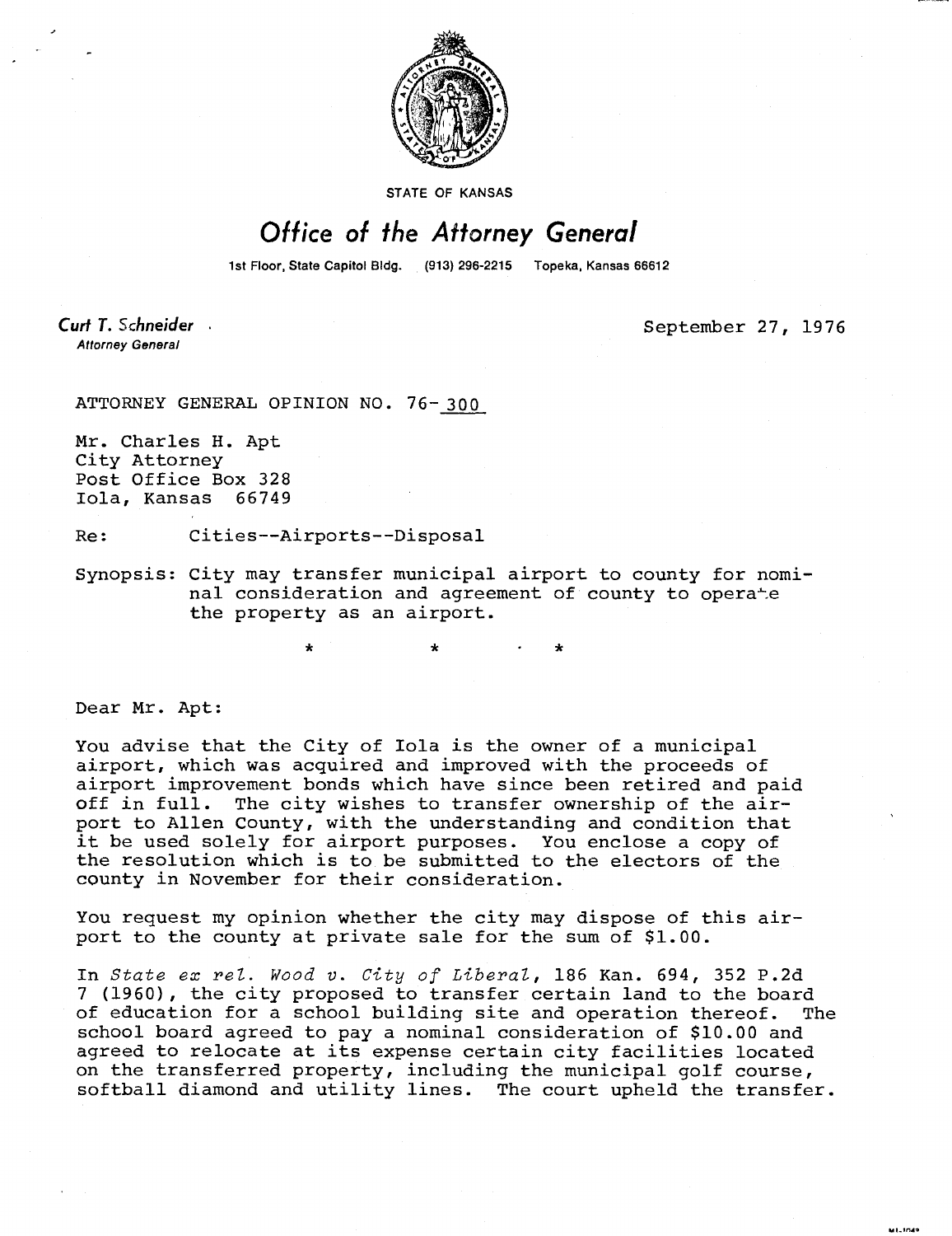STATE OF KANSAS

# Office of the Attorney General

1st Floor, State Capitol Bldg. (913) 296-2215 Topeka, Kansas 66612

**Curt T. Schneider**
*Attorney General*

September 27, 1976

ATTORNEY GENERAL OPINION NO. 76-300

Mr. Charles H. Apt
City Attorney
Post Office Box 328
Iola, Kansas 66749

Re: Cities--Airports--Disposal

Synopsis: City may transfer municipal airport to county for nominal consideration and agreement of county to operate the property as an airport.

\* \* \*

Dear Mr. Apt:

You advise that the City of Iola is the owner of a municipal airport, which was acquired and improved with the proceeds of airport improvement bonds which have since been retired and paid off in full. The city wishes to transfer ownership of the airport to Allen County, with the understanding and condition that it be used solely for airport purposes. You enclose a copy of the resolution which is to be submitted to the electors of the county in November for their consideration.

You request my opinion whether the city may dispose of this airport to the county at private sale for the sum of $1.00.

In *State ex rel. Wood v. City of Liberal*, 186 Kan. 694, 352 P.2d 7 (1960), the city proposed to transfer certain land to the board of education for a school building site and operation thereof. The school board agreed to pay a nominal consideration of $10.00 and agreed to relocate at its expense certain city facilities located on the transferred property, including the municipal golf course, softball diamond and utility lines. The court upheld the transfer.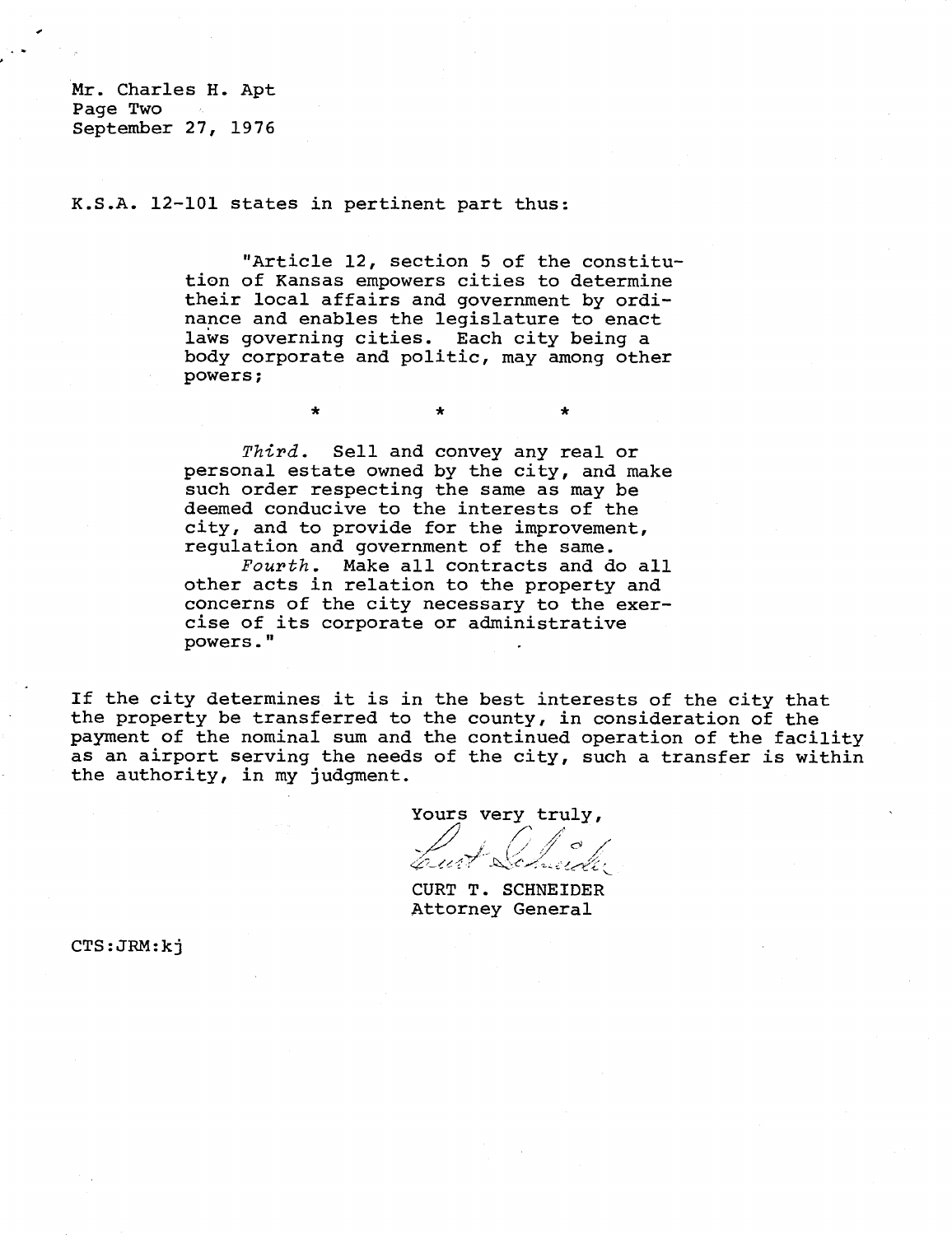Mr. Charles H. Apt
Page Two
September 27, 1976

K.S.A. 12-101 states in pertinent part thus:

> "Article 12, section 5 of the constitution of Kansas empowers cities to determine their local affairs and government by ordinance and enables the legislature to enact laws governing cities. Each city being a body corporate and politic, may among other powers;
>
> \* \* \*
>
> *Third*. Sell and convey any real or personal estate owned by the city, and make such order respecting the same as may be deemed conducive to the interests of the city, and to provide for the improvement, regulation and government of the same.
>
> *Fourth*. Make all contracts and do all other acts in relation to the property and concerns of the city necessary to the exercise of its corporate or administrative powers."

If the city determines it is in the best interests of the city that the property be transferred to the county, in consideration of the payment of the nominal sum and the continued operation of the facility as an airport serving the needs of the city, such a transfer is within the authority, in my judgment.

Yours very truly,

CURT T. SCHNEIDER
Attorney General

CTS:JRM:kj